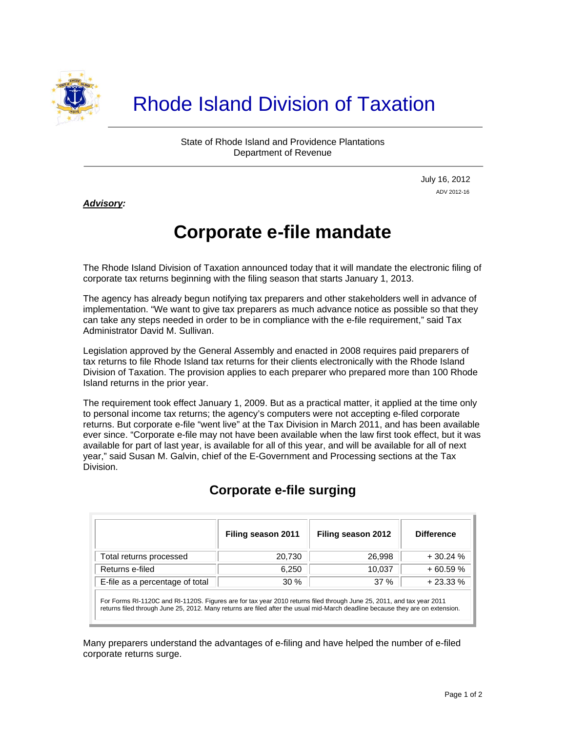# Rhode Island Division of Taxation

State of Rhode Island and Providence Plantations
Department of Revenue

July 16, 2012
ADV 2012-16

***Advisory:***

# Corporate e-file mandate

The Rhode Island Division of Taxation announced today that it will mandate the electronic filing of corporate tax returns beginning with the filing season that starts January 1, 2013.

The agency has already begun notifying tax preparers and other stakeholders well in advance of implementation. "We want to give tax preparers as much advance notice as possible so that they can take any steps needed in order to be in compliance with the e-file requirement," said Tax Administrator David M. Sullivan.

Legislation approved by the General Assembly and enacted in 2008 requires paid preparers of tax returns to file Rhode Island tax returns for their clients electronically with the Rhode Island Division of Taxation. The provision applies to each preparer who prepared more than 100 Rhode Island returns in the prior year.

The requirement took effect January 1, 2009. But as a practical matter, it applied at the time only to personal income tax returns; the agency's computers were not accepting e-filed corporate returns. But corporate e-file "went live" at the Tax Division in March 2011, and has been available ever since. "Corporate e-file may not have been available when the law first took effect, but it was available for part of last year, is available for all of this year, and will be available for all of next year," said Susan M. Galvin, chief of the E-Government and Processing sections at the Tax Division.

## Corporate e-file surging

| | Filing season 2011 | Filing season 2012 | Difference |
|---|---|---|---|
| Total returns processed | 20,730 | 26,998 | + 30.24 % |
| Returns e-filed | 6,250 | 10,037 | + 60.59 % |
| E-file as a percentage of total | 30 % | 37 % | + 23.33 % |

For Forms RI-1120C and RI-1120S. Figures are for tax year 2010 returns filed through June 25, 2011, and tax year 2011 returns filed through June 25, 2012. Many returns are filed after the usual mid-March deadline because they are on extension.

Many preparers understand the advantages of e-filing and have helped the number of e-filed corporate returns surge.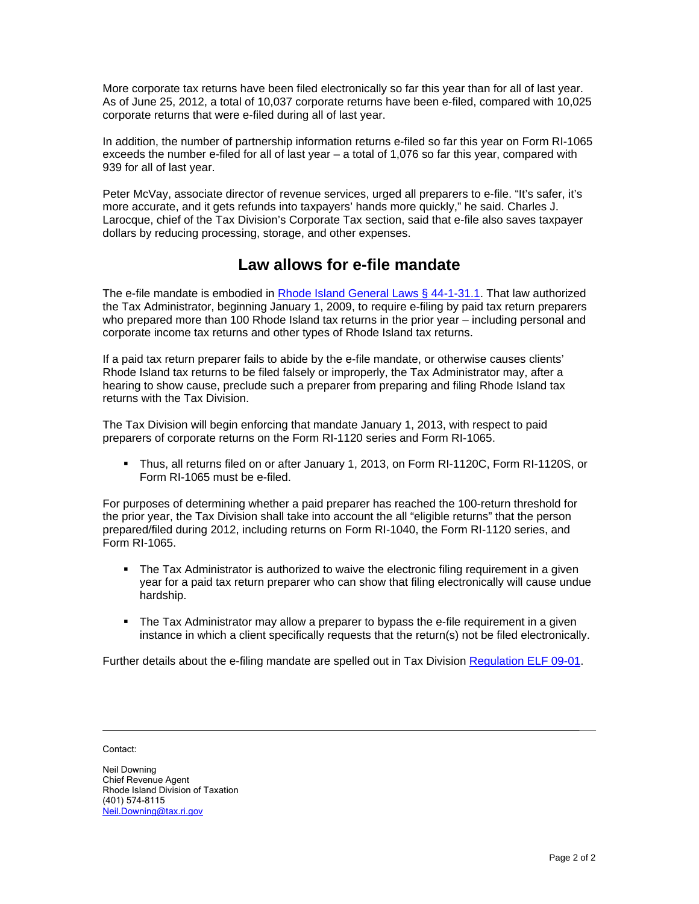More corporate tax returns have been filed electronically so far this year than for all of last year. As of June 25, 2012, a total of 10,037 corporate returns have been e-filed, compared with 10,025 corporate returns that were e-filed during all of last year.

In addition, the number of partnership information returns e-filed so far this year on Form RI-1065 exceeds the number e-filed for all of last year – a total of 1,076 so far this year, compared with 939 for all of last year.

Peter McVay, associate director of revenue services, urged all preparers to e-file. "It's safer, it's more accurate, and it gets refunds into taxpayers' hands more quickly," he said. Charles J. Larocque, chief of the Tax Division's Corporate Tax section, said that e-file also saves taxpayer dollars by reducing processing, storage, and other expenses.

## Law allows for e-file mandate

The e-file mandate is embodied in [Rhode Island General Laws § 44-1-31.1](). That law authorized the Tax Administrator, beginning January 1, 2009, to require e-filing by paid tax return preparers who prepared more than 100 Rhode Island tax returns in the prior year – including personal and corporate income tax returns and other types of Rhode Island tax returns.

If a paid tax return preparer fails to abide by the e-file mandate, or otherwise causes clients' Rhode Island tax returns to be filed falsely or improperly, the Tax Administrator may, after a hearing to show cause, preclude such a preparer from preparing and filing Rhode Island tax returns with the Tax Division.

The Tax Division will begin enforcing that mandate January 1, 2013, with respect to paid preparers of corporate returns on the Form RI-1120 series and Form RI-1065.

- Thus, all returns filed on or after January 1, 2013, on Form RI-1120C, Form RI-1120S, or Form RI-1065 must be e-filed.

For purposes of determining whether a paid preparer has reached the 100-return threshold for the prior year, the Tax Division shall take into account the all "eligible returns" that the person prepared/filed during 2012, including returns on Form RI-1040, the Form RI-1120 series, and Form RI-1065.

- The Tax Administrator is authorized to waive the electronic filing requirement in a given year for a paid tax return preparer who can show that filing electronically will cause undue hardship.

- The Tax Administrator may allow a preparer to bypass the e-file requirement in a given instance in which a client specifically requests that the return(s) not be filed electronically.

Further details about the e-filing mandate are spelled out in Tax Division [Regulation ELF 09-01]().

---

Contact:

Neil Downing
Chief Revenue Agent
Rhode Island Division of Taxation
(401) 574-8115
Neil.Downing@tax.ri.gov